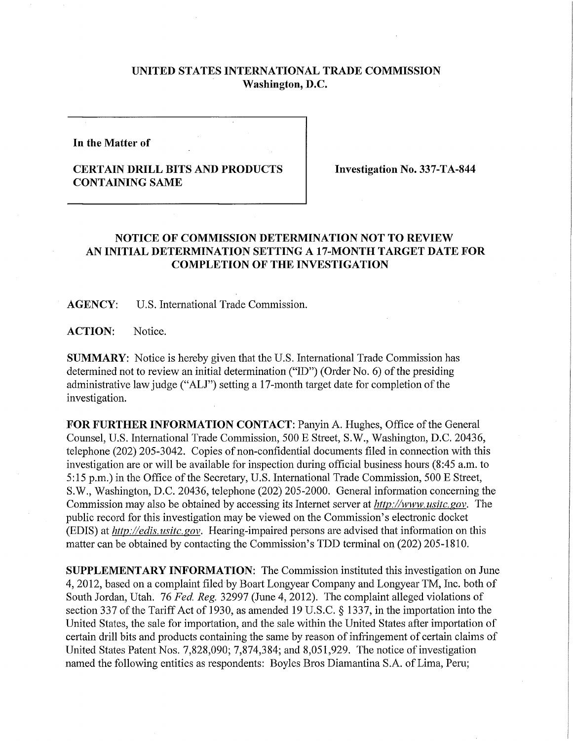**UNITED STATES INTERNATIONAL TRADE COMMISSION**
**Washington, D.C.**

| In the Matter of | |
|---|---|
| **CERTAIN DRILL BITS AND PRODUCTS CONTAINING SAME** | **Investigation No. 337-TA-844** |

## NOTICE OF COMMISSION DETERMINATION NOT TO REVIEW AN INITIAL DETERMINATION SETTING A 17-MONTH TARGET DATE FOR COMPLETION OF THE INVESTIGATION

**AGENCY:** U.S. International Trade Commission.

**ACTION:** Notice.

**SUMMARY:** Notice is hereby given that the U.S. International Trade Commission has determined not to review an initial determination ("ID") (Order No. 6) of the presiding administrative law judge ("ALJ") setting a 17-month target date for completion of the investigation.

**FOR FURTHER INFORMATION CONTACT:** Panyin A. Hughes, Office of the General Counsel, U.S. International Trade Commission, 500 E Street, S.W., Washington, D.C. 20436, telephone (202) 205-3042. Copies of non-confidential documents filed in connection with this investigation are or will be available for inspection during official business hours (8:45 a.m. to 5:15 p.m.) in the Office of the Secretary, U.S. International Trade Commission, 500 E Street, S.W., Washington, D.C. 20436, telephone (202) 205-2000. General information concerning the Commission may also be obtained by accessing its Internet server at *http://www.usitc.gov*. The public record for this investigation may be viewed on the Commission's electronic docket (EDIS) at *http://edis.usitc.gov*. Hearing-impaired persons are advised that information on this matter can be obtained by contacting the Commission's TDD terminal on (202) 205-1810.

**SUPPLEMENTARY INFORMATION:** The Commission instituted this investigation on June 4, 2012, based on a complaint filed by Boart Longyear Company and Longyear TM, Inc. both of South Jordan, Utah. 76 *Fed. Reg.* 32997 (June 4, 2012). The complaint alleged violations of section 337 of the Tariff Act of 1930, as amended 19 U.S.C. § 1337, in the importation into the United States, the sale for importation, and the sale within the United States after importation of certain drill bits and products containing the same by reason of infringement of certain claims of United States Patent Nos. 7,828,090; 7,874,384; and 8,051,929. The notice of investigation named the following entities as respondents: Boyles Bros Diamantina S.A. of Lima, Peru;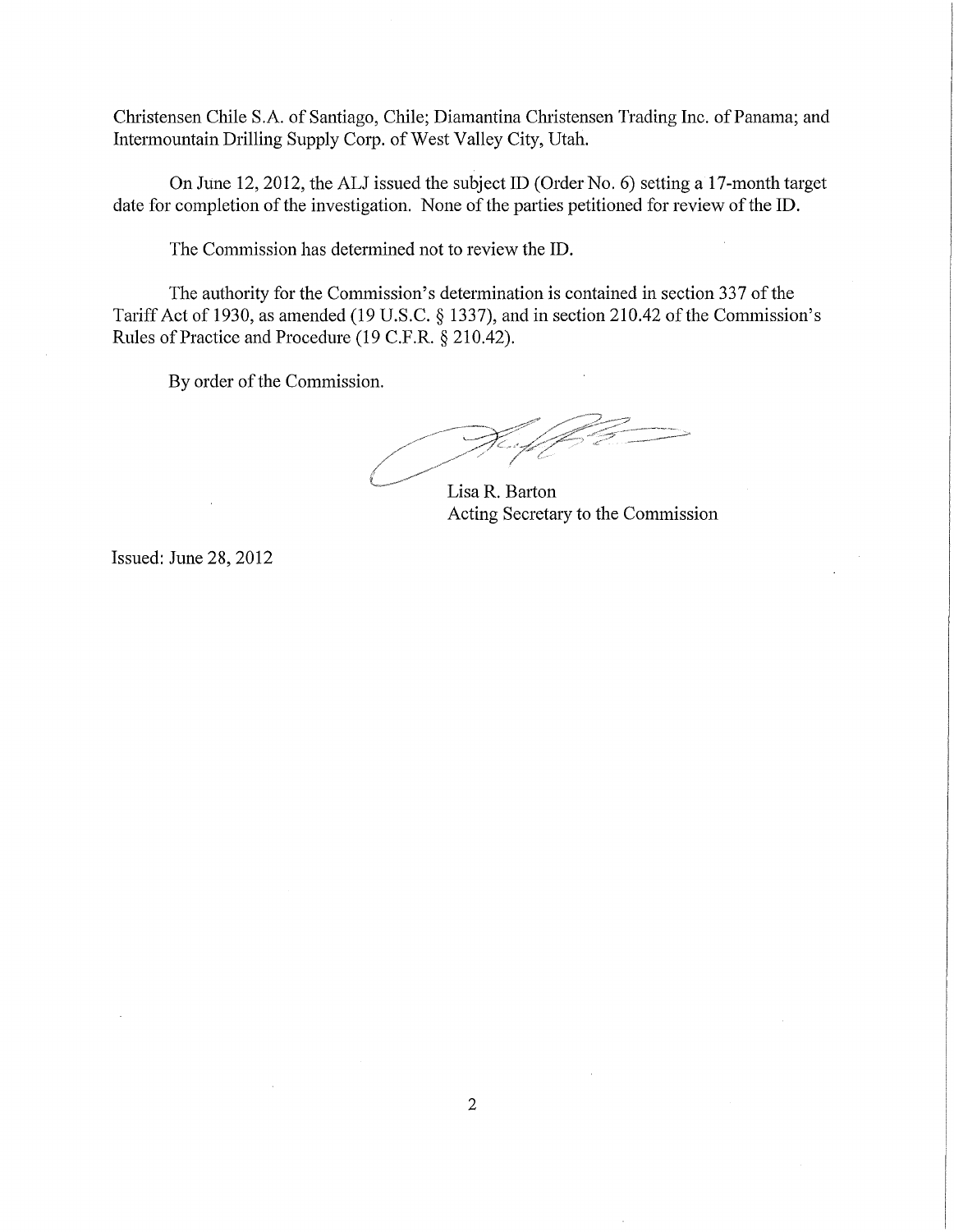Christensen Chile S.A. of Santiago, Chile; Diamantina Christensen Trading Inc. of Panama; and Intermountain Drilling Supply Corp. of West Valley City, Utah.

On June 12, 2012, the ALJ issued the subject ID (Order No. 6) setting a 17-month target date for completion of the investigation. None of the parties petitioned for review of the ID.

The Commission has determined not to review the ID.

The authority for the Commission's determination is contained in section 337 of the Tariff Act of 1930, as amended (19 U.S.C. § 1337), and in section 210.42 of the Commission's Rules of Practice and Procedure (19 C.F.R. § 210.42).

By order of the Commission.

Lisa R. Barton
Acting Secretary to the Commission

Issued: June 28, 2012